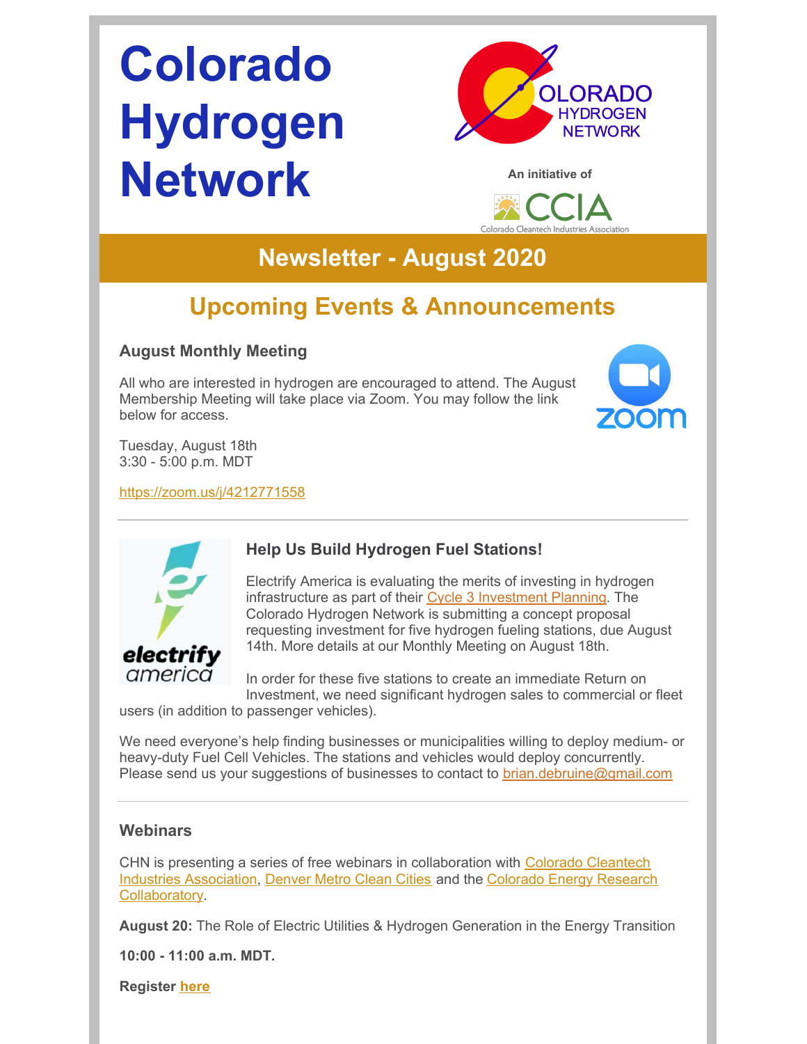# Colorado Hydrogen Network

An initiative of

## Newsletter - August 2020

## Upcoming Events & Announcements

### August Monthly Meeting

All who are interested in hydrogen are encouraged to attend. The August Membership Meeting will take place via Zoom. You may follow the link below for access.

Tuesday, August 18th
3:30 - 5:00 p.m. MDT

https://zoom.us/j/4212771558

---

### Help Us Build Hydrogen Fuel Stations!

Electrify America is evaluating the merits of investing in hydrogen infrastructure as part of their Cycle 3 Investment Planning. The Colorado Hydrogen Network is submitting a concept proposal requesting investment for five hydrogen fueling stations, due August 14th. More details at our Monthly Meeting on August 18th.

In order for these five stations to create an immediate Return on Investment, we need significant hydrogen sales to commercial or fleet users (in addition to passenger vehicles).

We need everyone's help finding businesses or municipalities willing to deploy medium- or heavy-duty Fuel Cell Vehicles. The stations and vehicles would deploy concurrently. Please send us your suggestions of businesses to contact to brian.debruine@gmail.com

---

### Webinars

CHN is presenting a series of free webinars in collaboration with Colorado Cleantech Industries Association, Denver Metro Clean Cities and the Colorado Energy Research Collaboratory.

**August 20:** The Role of Electric Utilities & Hydrogen Generation in the Energy Transition

**10:00 - 11:00 a.m. MDT.**

**Register here**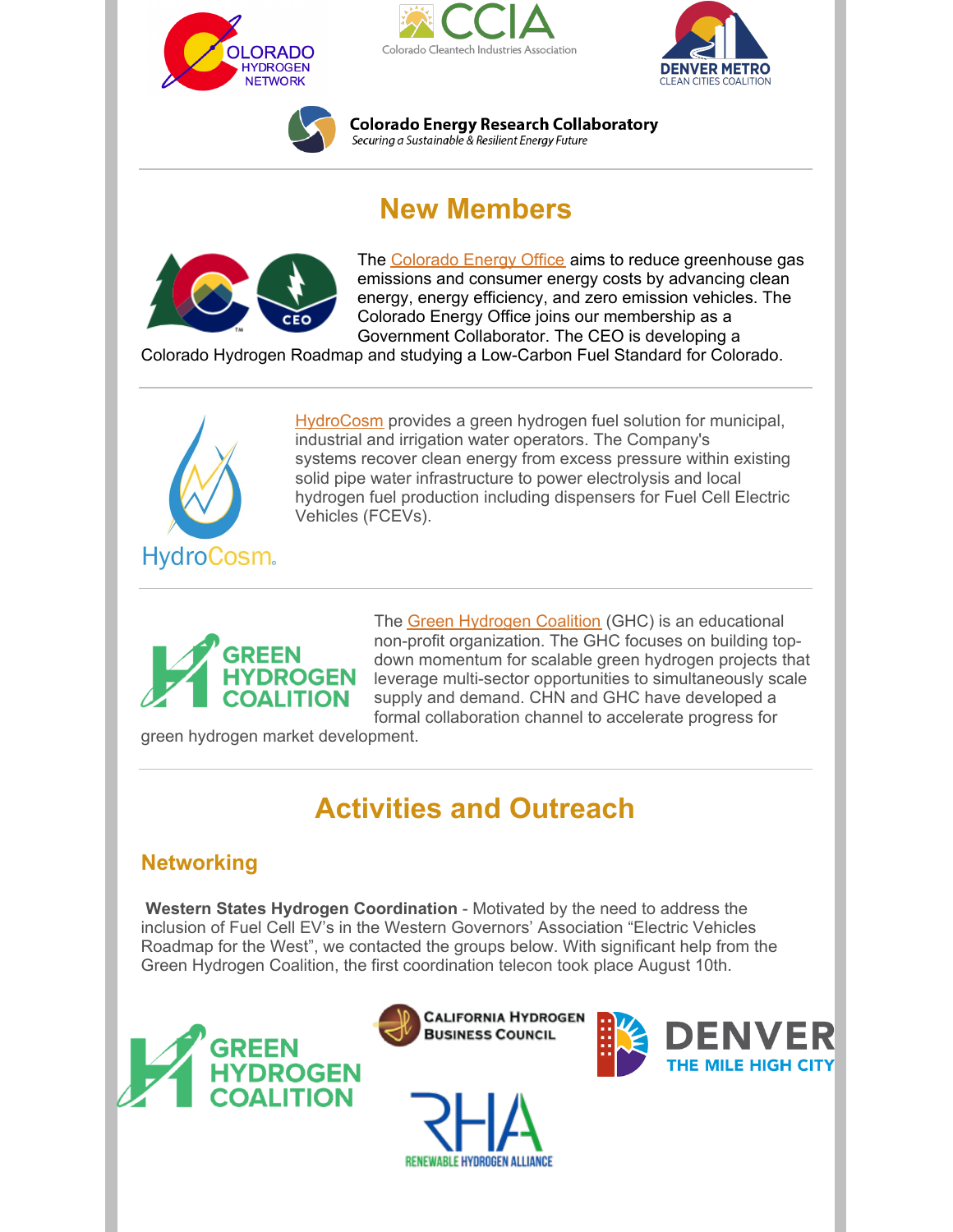## New Members

The Colorado Energy Office aims to reduce greenhouse gas emissions and consumer energy costs by advancing clean energy, energy efficiency, and zero emission vehicles. The Colorado Energy Office joins our membership as a Government Collaborator. The CEO is developing a Colorado Hydrogen Roadmap and studying a Low-Carbon Fuel Standard for Colorado.

---

HydroCosm provides a green hydrogen fuel solution for municipal, industrial and irrigation water operators. The Company's systems recover clean energy from excess pressure within existing solid pipe water infrastructure to power electrolysis and local hydrogen fuel production including dispensers for Fuel Cell Electric Vehicles (FCEVs).

---

The Green Hydrogen Coalition (GHC) is an educational non-profit organization. The GHC focuses on building top-down momentum for scalable green hydrogen projects that leverage multi-sector opportunities to simultaneously scale supply and demand. CHN and GHC have developed a formal collaboration channel to accelerate progress for green hydrogen market development.

---

## Activities and Outreach

### Networking

**Western States Hydrogen Coordination** - Motivated by the need to address the inclusion of Fuel Cell EV's in the Western Governors' Association "Electric Vehicles Roadmap for the West", we contacted the groups below. With significant help from the Green Hydrogen Coalition, the first coordination telecon took place August 10th.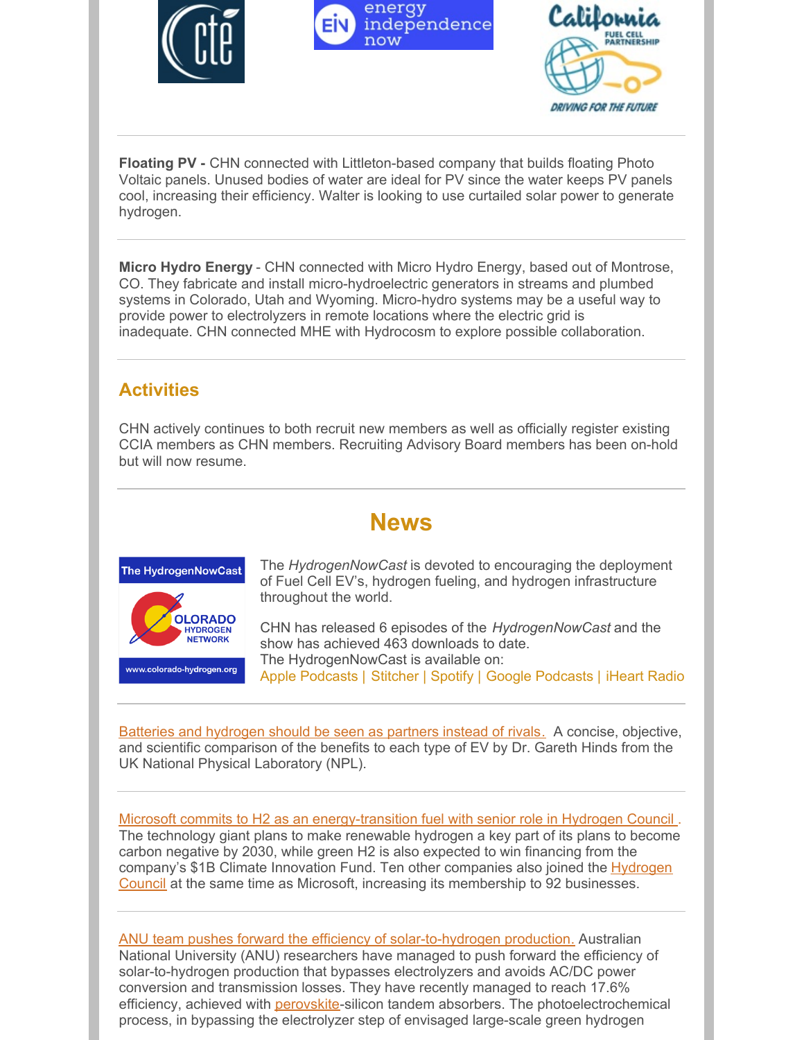**Floating PV -** CHN connected with Littleton-based company that builds floating Photo Voltaic panels. Unused bodies of water are ideal for PV since the water keeps PV panels cool, increasing their efficiency. Walter is looking to use curtailed solar power to generate hydrogen.

---

**Micro Hydro Energy** - CHN connected with Micro Hydro Energy, based out of Montrose, CO. They fabricate and install micro-hydroelectric generators in streams and plumbed systems in Colorado, Utah and Wyoming. Micro-hydro systems may be a useful way to provide power to electrolyzers in remote locations where the electric grid is inadequate. CHN connected MHE with Hydrocosm to explore possible collaboration.

---

## Activities

CHN actively continues to both recruit new members as well as officially register existing CCIA members as CHN members. Recruiting Advisory Board members has been on-hold but will now resume.

---

## News

The *HydrogenNowCast* is devoted to encouraging the deployment of Fuel Cell EV's, hydrogen fueling, and hydrogen infrastructure throughout the world.

CHN has released 6 episodes of the *HydrogenNowCast* and the show has achieved 463 downloads to date.
The HydrogenNowCast is available on:
Apple Podcasts | Stitcher | Spotify | Google Podcasts | iHeart Radio

---

Batteries and hydrogen should be seen as partners instead of rivals. A concise, objective, and scientific comparison of the benefits to each type of EV by Dr. Gareth Hinds from the UK National Physical Laboratory (NPL).

---

Microsoft commits to H2 as an energy-transition fuel with senior role in Hydrogen Council . The technology giant plans to make renewable hydrogen a key part of its plans to become carbon negative by 2030, while green H2 is also expected to win financing from the company's $1B Climate Innovation Fund. Ten other companies also joined the Hydrogen Council at the same time as Microsoft, increasing its membership to 92 businesses.

---

ANU team pushes forward the efficiency of solar-to-hydrogen production. Australian National University (ANU) researchers have managed to push forward the efficiency of solar-to-hydrogen production that bypasses electrolyzers and avoids AC/DC power conversion and transmission losses. They have recently managed to reach 17.6% efficiency, achieved with perovskite-silicon tandem absorbers. The photoelectrochemical process, in bypassing the electrolyzer step of envisaged large-scale green hydrogen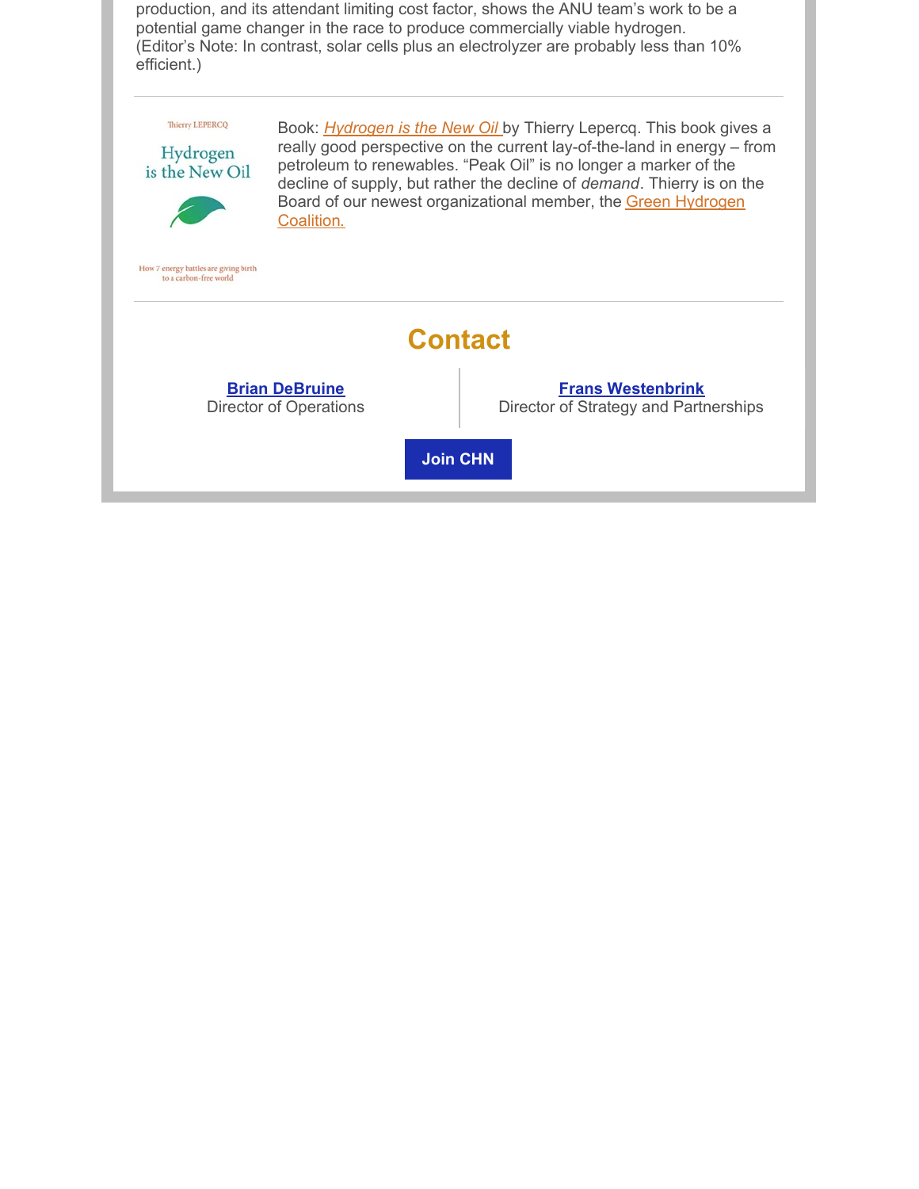production, and its attendant limiting cost factor, shows the ANU team's work to be a potential game changer in the race to produce commercially viable hydrogen.
(Editor's Note: In contrast, solar cells plus an electrolyzer are probably less than 10% efficient.)

---

Thierry LEPERCQ

Hydrogen is the New Oil

How 7 energy battles are giving birth to a carbon-free world

Book: *Hydrogen is the New Oil* by Thierry Lepercq. This book gives a really good perspective on the current lay-of-the-land in energy – from petroleum to renewables. "Peak Oil" is no longer a marker of the decline of supply, but rather the decline of *demand*. Thierry is on the Board of our newest organizational member, the Green Hydrogen Coalition.

---

## Contact

**Brian DeBruine**
Director of Operations

**Frans Westenbrink**
Director of Strategy and Partnerships

**Join CHN**